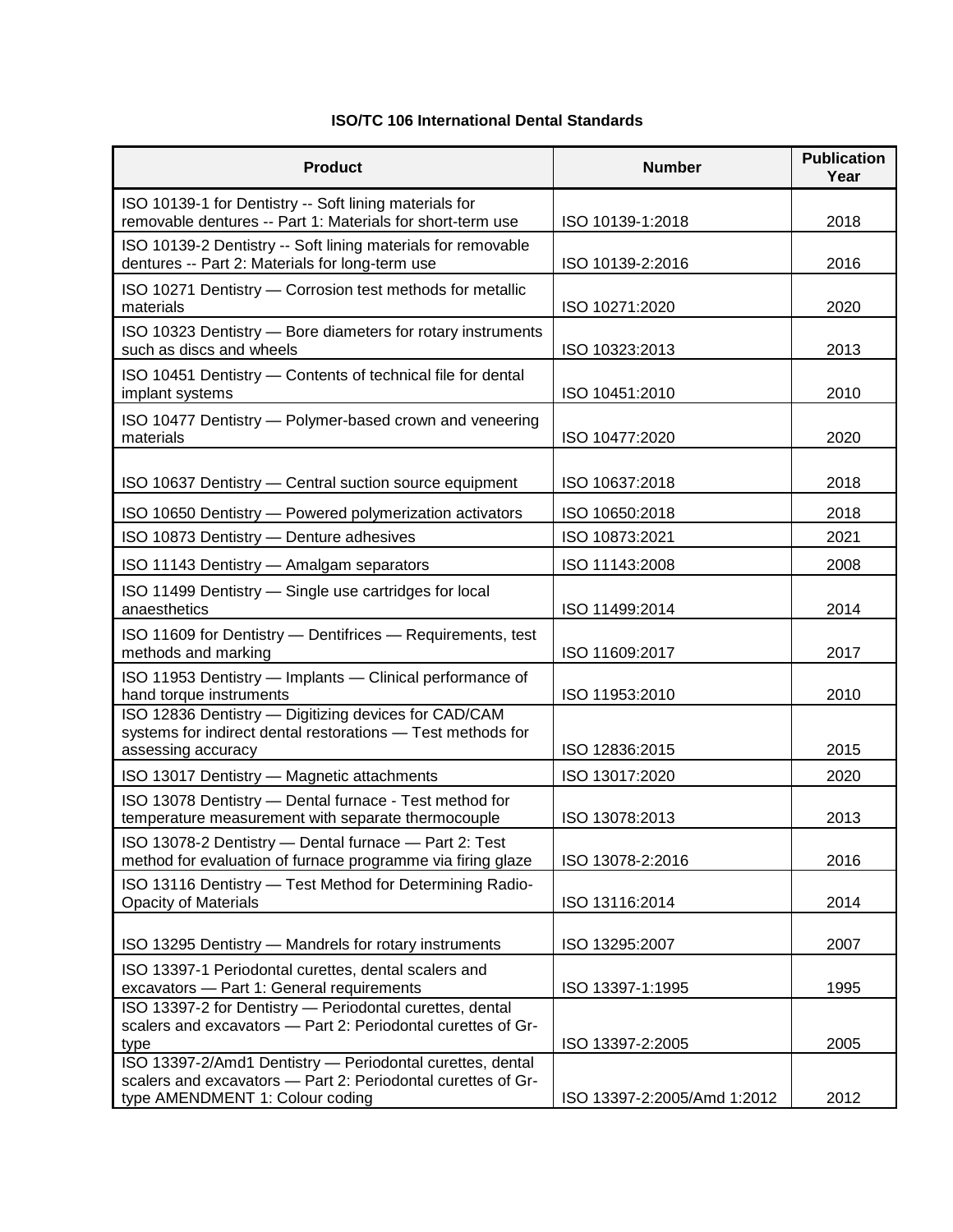**ISO/TC 106 International Dental Standards**

| Product | Number | Publication Year |
|---|---|---|
| ISO 10139-1 for Dentistry -- Soft lining materials for removable dentures -- Part 1: Materials for short-term use | ISO 10139-1:2018 | 2018 |
| ISO 10139-2 Dentistry -- Soft lining materials for removable dentures -- Part 2: Materials for long-term use | ISO 10139-2:2016 | 2016 |
| ISO 10271 Dentistry — Corrosion test methods for metallic materials | ISO 10271:2020 | 2020 |
| ISO 10323 Dentistry — Bore diameters for rotary instruments such as discs and wheels | ISO 10323:2013 | 2013 |
| ISO 10451 Dentistry — Contents of technical file for dental implant systems | ISO 10451:2010 | 2010 |
| ISO 10477 Dentistry — Polymer-based crown and veneering materials | ISO 10477:2020 | 2020 |
| ISO 10637 Dentistry — Central suction source equipment | ISO 10637:2018 | 2018 |
| ISO 10650 Dentistry — Powered polymerization activators | ISO 10650:2018 | 2018 |
| ISO 10873 Dentistry — Denture adhesives | ISO 10873:2021 | 2021 |
| ISO 11143 Dentistry — Amalgam separators | ISO 11143:2008 | 2008 |
| ISO 11499 Dentistry — Single use cartridges for local anaesthetics | ISO 11499:2014 | 2014 |
| ISO 11609 for Dentistry — Dentifrices — Requirements, test methods and marking | ISO 11609:2017 | 2017 |
| ISO 11953 Dentistry — Implants — Clinical performance of hand torque instruments | ISO 11953:2010 | 2010 |
| ISO 12836 Dentistry — Digitizing devices for CAD/CAM systems for indirect dental restorations — Test methods for assessing accuracy | ISO 12836:2015 | 2015 |
| ISO 13017 Dentistry — Magnetic attachments | ISO 13017:2020 | 2020 |
| ISO 13078 Dentistry — Dental furnace - Test method for temperature measurement with separate thermocouple | ISO 13078:2013 | 2013 |
| ISO 13078-2 Dentistry — Dental furnace — Part 2: Test method for evaluation of furnace programme via firing glaze | ISO 13078-2:2016 | 2016 |
| ISO 13116 Dentistry — Test Method for Determining Radio-Opacity of Materials | ISO 13116:2014 | 2014 |
| ISO 13295 Dentistry — Mandrels for rotary instruments | ISO 13295:2007 | 2007 |
| ISO 13397-1 Periodontal curettes, dental scalers and excavators — Part 1: General requirements | ISO 13397-1:1995 | 1995 |
| ISO 13397-2 for Dentistry — Periodontal curettes, dental scalers and excavators — Part 2: Periodontal curettes of Gr-type | ISO 13397-2:2005 | 2005 |
| ISO 13397-2/Amd1 Dentistry — Periodontal curettes, dental scalers and excavators — Part 2: Periodontal curettes of Gr-type AMENDMENT 1: Colour coding | ISO 13397-2:2005/Amd 1:2012 | 2012 |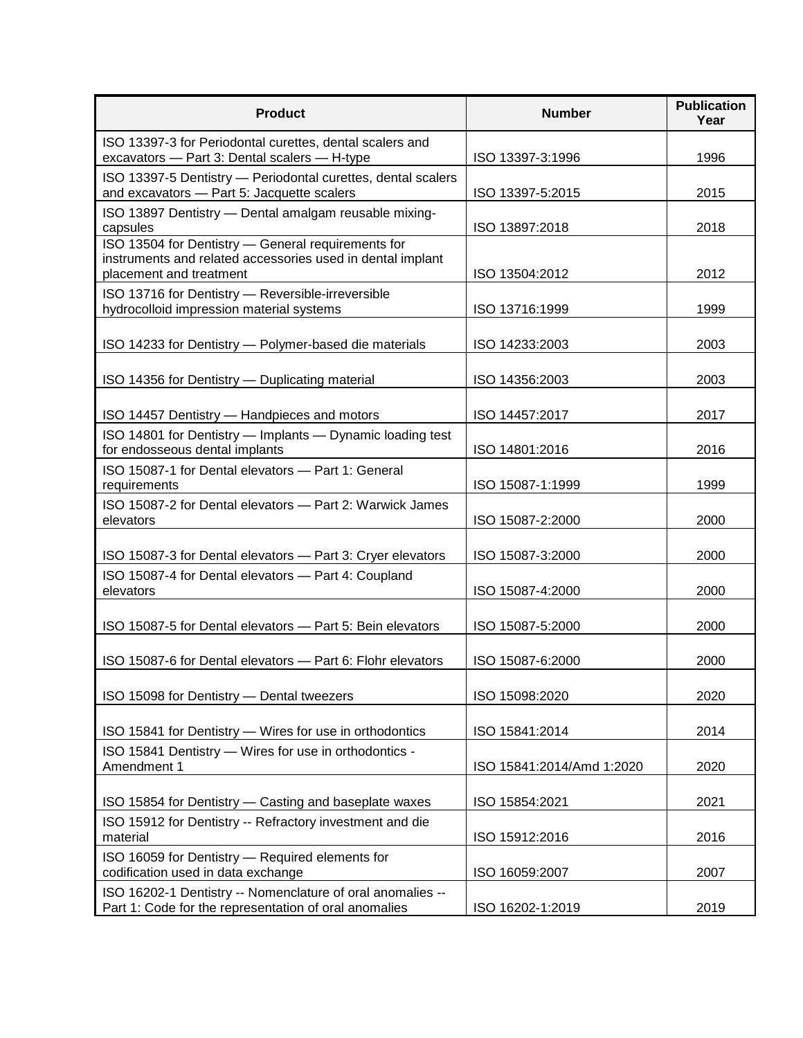| Product | Number | Publication Year |
|---|---|---|
| ISO 13397-3 for Periodontal curettes, dental scalers and excavators — Part 3: Dental scalers — H-type | ISO 13397-3:1996 | 1996 |
| ISO 13397-5 Dentistry — Periodontal curettes, dental scalers and excavators — Part 5: Jacquette scalers | ISO 13397-5:2015 | 2015 |
| ISO 13897 Dentistry — Dental amalgam reusable mixing-capsules | ISO 13897:2018 | 2018 |
| ISO 13504 for Dentistry — General requirements for instruments and related accessories used in dental implant placement and treatment | ISO 13504:2012 | 2012 |
| ISO 13716 for Dentistry — Reversible-irreversible hydrocolloid impression material systems | ISO 13716:1999 | 1999 |
| ISO 14233 for Dentistry — Polymer-based die materials | ISO 14233:2003 | 2003 |
| ISO 14356 for Dentistry — Duplicating material | ISO 14356:2003 | 2003 |
| ISO 14457 Dentistry — Handpieces and motors | ISO 14457:2017 | 2017 |
| ISO 14801 for Dentistry — Implants — Dynamic loading test for endosseous dental implants | ISO 14801:2016 | 2016 |
| ISO 15087-1 for Dental elevators — Part 1: General requirements | ISO 15087-1:1999 | 1999 |
| ISO 15087-2 for Dental elevators — Part 2: Warwick James elevators | ISO 15087-2:2000 | 2000 |
| ISO 15087-3 for Dental elevators — Part 3: Cryer elevators | ISO 15087-3:2000 | 2000 |
| ISO 15087-4 for Dental elevators — Part 4: Coupland elevators | ISO 15087-4:2000 | 2000 |
| ISO 15087-5 for Dental elevators — Part 5: Bein elevators | ISO 15087-5:2000 | 2000 |
| ISO 15087-6 for Dental elevators — Part 6: Flohr elevators | ISO 15087-6:2000 | 2000 |
| ISO 15098 for Dentistry — Dental tweezers | ISO 15098:2020 | 2020 |
| ISO 15841 for Dentistry — Wires for use in orthodontics | ISO 15841:2014 | 2014 |
| ISO 15841 Dentistry — Wires for use in orthodontics - Amendment 1 | ISO 15841:2014/Amd 1:2020 | 2020 |
| ISO 15854 for Dentistry — Casting and baseplate waxes | ISO 15854:2021 | 2021 |
| ISO 15912 for Dentistry -- Refractory investment and die material | ISO 15912:2016 | 2016 |
| ISO 16059 for Dentistry — Required elements for codification used in data exchange | ISO 16059:2007 | 2007 |
| ISO 16202-1 Dentistry -- Nomenclature of oral anomalies -- Part 1: Code for the representation of oral anomalies | ISO 16202-1:2019 | 2019 |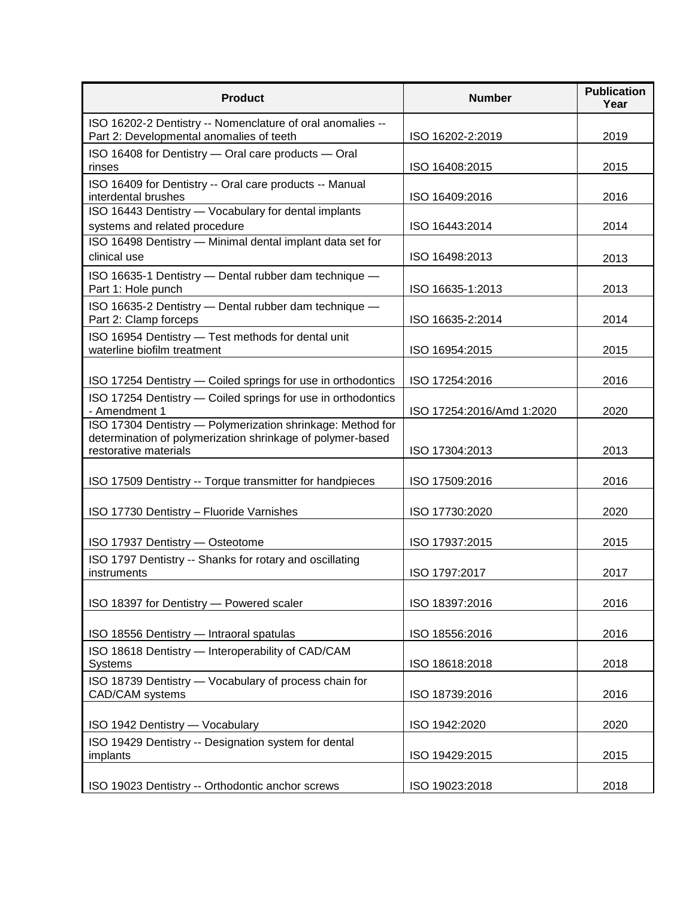| Product | Number | Publication Year |
|---|---|---|
| ISO 16202-2 Dentistry -- Nomenclature of oral anomalies -- Part 2: Developmental anomalies of teeth | ISO 16202-2:2019 | 2019 |
| ISO 16408 for Dentistry — Oral care products — Oral rinses | ISO 16408:2015 | 2015 |
| ISO 16409 for Dentistry -- Oral care products -- Manual interdental brushes | ISO 16409:2016 | 2016 |
| ISO 16443 Dentistry — Vocabulary for dental implants systems and related procedure | ISO 16443:2014 | 2014 |
| ISO 16498 Dentistry — Minimal dental implant data set for clinical use | ISO 16498:2013 | 2013 |
| ISO 16635-1 Dentistry — Dental rubber dam technique — Part 1: Hole punch | ISO 16635-1:2013 | 2013 |
| ISO 16635-2 Dentistry — Dental rubber dam technique — Part 2: Clamp forceps | ISO 16635-2:2014 | 2014 |
| ISO 16954 Dentistry — Test methods for dental unit waterline biofilm treatment | ISO 16954:2015 | 2015 |
| ISO 17254 Dentistry — Coiled springs for use in orthodontics | ISO 17254:2016 | 2016 |
| ISO 17254 Dentistry — Coiled springs for use in orthodontics - Amendment 1 | ISO 17254:2016/Amd 1:2020 | 2020 |
| ISO 17304 Dentistry — Polymerization shrinkage: Method for determination of polymerization shrinkage of polymer-based restorative materials | ISO 17304:2013 | 2013 |
| ISO 17509 Dentistry -- Torque transmitter for handpieces | ISO 17509:2016 | 2016 |
| ISO 17730 Dentistry – Fluoride Varnishes | ISO 17730:2020 | 2020 |
| ISO 17937 Dentistry — Osteotome | ISO 17937:2015 | 2015 |
| ISO 1797 Dentistry -- Shanks for rotary and oscillating instruments | ISO 1797:2017 | 2017 |
| ISO 18397 for Dentistry — Powered scaler | ISO 18397:2016 | 2016 |
| ISO 18556 Dentistry — Intraoral spatulas | ISO 18556:2016 | 2016 |
| ISO 18618 Dentistry — Interoperability of CAD/CAM Systems | ISO 18618:2018 | 2018 |
| ISO 18739 Dentistry — Vocabulary of process chain for CAD/CAM systems | ISO 18739:2016 | 2016 |
| ISO 1942 Dentistry — Vocabulary | ISO 1942:2020 | 2020 |
| ISO 19429 Dentistry -- Designation system for dental implants | ISO 19429:2015 | 2015 |
| ISO 19023 Dentistry -- Orthodontic anchor screws | ISO 19023:2018 | 2018 |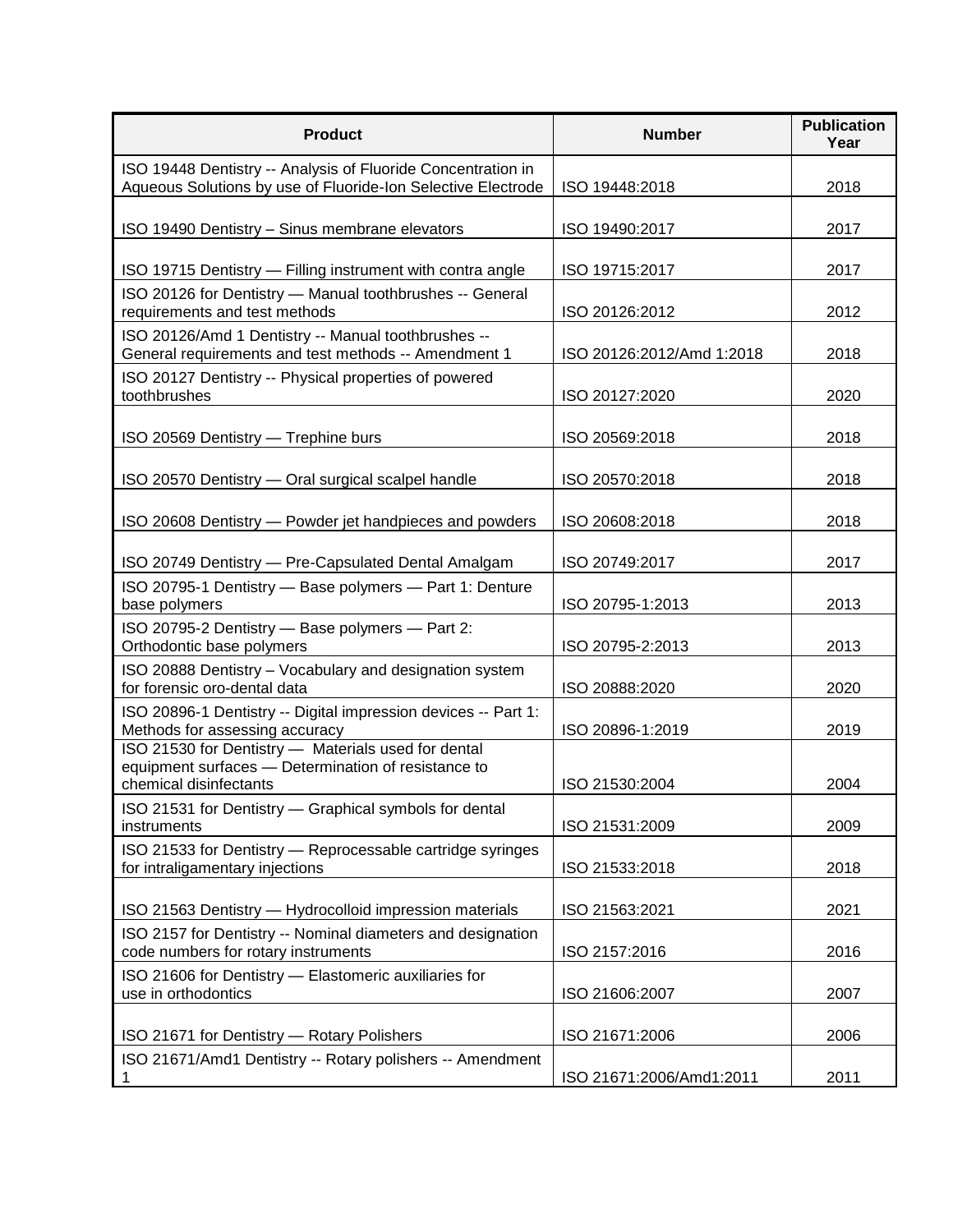| Product | Number | Publication Year |
|---|---|---|
| ISO 19448 Dentistry -- Analysis of Fluoride Concentration in Aqueous Solutions by use of Fluoride-Ion Selective Electrode | ISO 19448:2018 | 2018 |
| ISO 19490 Dentistry – Sinus membrane elevators | ISO 19490:2017 | 2017 |
| ISO 19715 Dentistry — Filling instrument with contra angle | ISO 19715:2017 | 2017 |
| ISO 20126 for Dentistry — Manual toothbrushes -- General requirements and test methods | ISO 20126:2012 | 2012 |
| ISO 20126/Amd 1 Dentistry -- Manual toothbrushes -- General requirements and test methods -- Amendment 1 | ISO 20126:2012/Amd 1:2018 | 2018 |
| ISO 20127 Dentistry -- Physical properties of powered toothbrushes | ISO 20127:2020 | 2020 |
| ISO 20569 Dentistry — Trephine burs | ISO 20569:2018 | 2018 |
| ISO 20570 Dentistry — Oral surgical scalpel handle | ISO 20570:2018 | 2018 |
| ISO 20608 Dentistry — Powder jet handpieces and powders | ISO 20608:2018 | 2018 |
| ISO 20749 Dentistry — Pre-Capsulated Dental Amalgam | ISO 20749:2017 | 2017 |
| ISO 20795-1 Dentistry — Base polymers — Part 1: Denture base polymers | ISO 20795-1:2013 | 2013 |
| ISO 20795-2 Dentistry — Base polymers — Part 2: Orthodontic base polymers | ISO 20795-2:2013 | 2013 |
| ISO 20888 Dentistry – Vocabulary and designation system for forensic oro-dental data | ISO 20888:2020 | 2020 |
| ISO 20896-1 Dentistry -- Digital impression devices -- Part 1: Methods for assessing accuracy | ISO 20896-1:2019 | 2019 |
| ISO 21530 for Dentistry — Materials used for dental equipment surfaces — Determination of resistance to chemical disinfectants | ISO 21530:2004 | 2004 |
| ISO 21531 for Dentistry — Graphical symbols for dental instruments | ISO 21531:2009 | 2009 |
| ISO 21533 for Dentistry — Reprocessable cartridge syringes for intraligamentary injections | ISO 21533:2018 | 2018 |
| ISO 21563 Dentistry — Hydrocolloid impression materials | ISO 21563:2021 | 2021 |
| ISO 2157 for Dentistry -- Nominal diameters and designation code numbers for rotary instruments | ISO 2157:2016 | 2016 |
| ISO 21606 for Dentistry — Elastomeric auxiliaries for use in orthodontics | ISO 21606:2007 | 2007 |
| ISO 21671 for Dentistry — Rotary Polishers | ISO 21671:2006 | 2006 |
| ISO 21671/Amd1 Dentistry -- Rotary polishers -- Amendment 1 | ISO 21671:2006/Amd1:2011 | 2011 |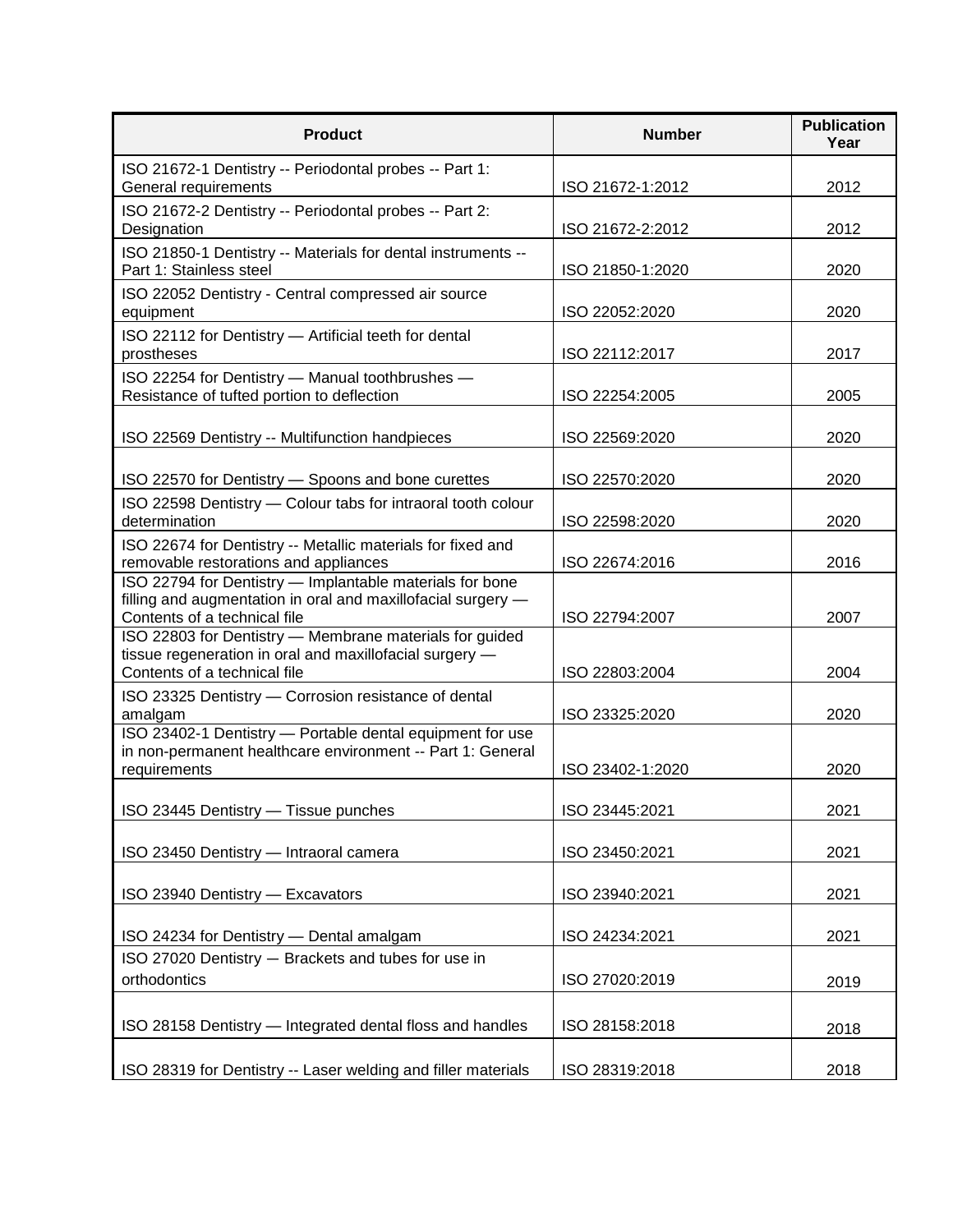| Product | Number | Publication Year |
| --- | --- | --- |
| ISO 21672-1 Dentistry -- Periodontal probes -- Part 1: General requirements | ISO 21672-1:2012 | 2012 |
| ISO 21672-2 Dentistry -- Periodontal probes -- Part 2: Designation | ISO 21672-2:2012 | 2012 |
| ISO 21850-1 Dentistry -- Materials for dental instruments -- Part 1: Stainless steel | ISO 21850-1:2020 | 2020 |
| ISO 22052 Dentistry - Central compressed air source equipment | ISO 22052:2020 | 2020 |
| ISO 22112 for Dentistry — Artificial teeth for dental prostheses | ISO 22112:2017 | 2017 |
| ISO 22254 for Dentistry — Manual toothbrushes — Resistance of tufted portion to deflection | ISO 22254:2005 | 2005 |
| ISO 22569 Dentistry -- Multifunction handpieces | ISO 22569:2020 | 2020 |
| ISO 22570 for Dentistry — Spoons and bone curettes | ISO 22570:2020 | 2020 |
| ISO 22598 Dentistry — Colour tabs for intraoral tooth colour determination | ISO 22598:2020 | 2020 |
| ISO 22674 for Dentistry -- Metallic materials for fixed and removable restorations and appliances | ISO 22674:2016 | 2016 |
| ISO 22794 for Dentistry — Implantable materials for bone filling and augmentation in oral and maxillofacial surgery — Contents of a technical file | ISO 22794:2007 | 2007 |
| ISO 22803 for Dentistry — Membrane materials for guided tissue regeneration in oral and maxillofacial surgery — Contents of a technical file | ISO 22803:2004 | 2004 |
| ISO 23325 Dentistry — Corrosion resistance of dental amalgam | ISO 23325:2020 | 2020 |
| ISO 23402-1 Dentistry — Portable dental equipment for use in non-permanent healthcare environment -- Part 1: General requirements | ISO 23402-1:2020 | 2020 |
| ISO 23445 Dentistry — Tissue punches | ISO 23445:2021 | 2021 |
| ISO 23450 Dentistry — Intraoral camera | ISO 23450:2021 | 2021 |
| ISO 23940 Dentistry — Excavators | ISO 23940:2021 | 2021 |
| ISO 24234 for Dentistry — Dental amalgam | ISO 24234:2021 | 2021 |
| ISO 27020 Dentistry — Brackets and tubes for use in orthodontics | ISO 27020:2019 | 2019 |
| ISO 28158 Dentistry — Integrated dental floss and handles | ISO 28158:2018 | 2018 |
| ISO 28319 for Dentistry -- Laser welding and filler materials | ISO 28319:2018 | 2018 |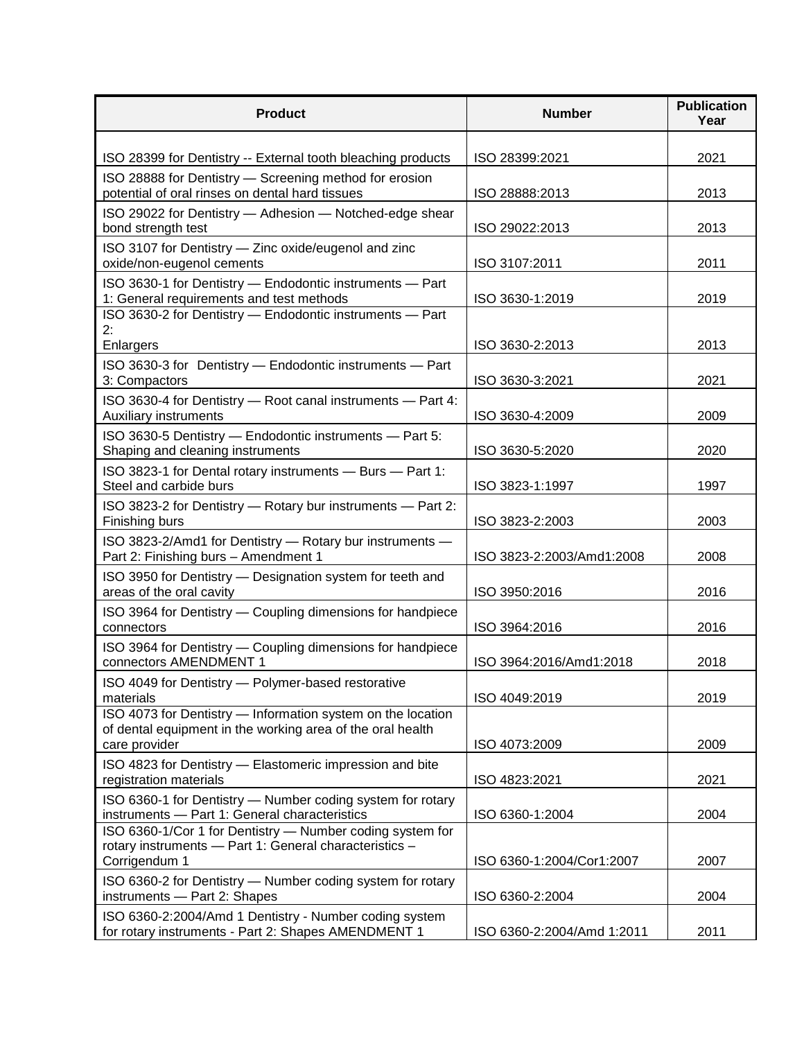| Product | Number | Publication Year |
|---|---|---|
| ISO 28399 for Dentistry -- External tooth bleaching products | ISO 28399:2021 | 2021 |
| ISO 28888 for Dentistry — Screening method for erosion potential of oral rinses on dental hard tissues | ISO 28888:2013 | 2013 |
| ISO 29022 for Dentistry — Adhesion — Notched-edge shear bond strength test | ISO 29022:2013 | 2013 |
| ISO 3107 for Dentistry — Zinc oxide/eugenol and zinc oxide/non-eugenol cements | ISO 3107:2011 | 2011 |
| ISO 3630-1 for Dentistry — Endodontic instruments — Part 1: General requirements and test methods | ISO 3630-1:2019 | 2019 |
| ISO 3630-2 for Dentistry — Endodontic instruments — Part 2: Enlargers | ISO 3630-2:2013 | 2013 |
| ISO 3630-3 for Dentistry — Endodontic instruments — Part 3: Compactors | ISO 3630-3:2021 | 2021 |
| ISO 3630-4 for Dentistry — Root canal instruments — Part 4: Auxiliary instruments | ISO 3630-4:2009 | 2009 |
| ISO 3630-5 Dentistry — Endodontic instruments — Part 5: Shaping and cleaning instruments | ISO 3630-5:2020 | 2020 |
| ISO 3823-1 for Dental rotary instruments — Burs — Part 1: Steel and carbide burs | ISO 3823-1:1997 | 1997 |
| ISO 3823-2 for Dentistry — Rotary bur instruments — Part 2: Finishing burs | ISO 3823-2:2003 | 2003 |
| ISO 3823-2/Amd1 for Dentistry — Rotary bur instruments — Part 2: Finishing burs – Amendment 1 | ISO 3823-2:2003/Amd1:2008 | 2008 |
| ISO 3950 for Dentistry — Designation system for teeth and areas of the oral cavity | ISO 3950:2016 | 2016 |
| ISO 3964 for Dentistry — Coupling dimensions for handpiece connectors | ISO 3964:2016 | 2016 |
| ISO 3964 for Dentistry — Coupling dimensions for handpiece connectors AMENDMENT 1 | ISO 3964:2016/Amd1:2018 | 2018 |
| ISO 4049 for Dentistry — Polymer-based restorative materials | ISO 4049:2019 | 2019 |
| ISO 4073 for Dentistry — Information system on the location of dental equipment in the working area of the oral health care provider | ISO 4073:2009 | 2009 |
| ISO 4823 for Dentistry — Elastomeric impression and bite registration materials | ISO 4823:2021 | 2021 |
| ISO 6360-1 for Dentistry — Number coding system for rotary instruments — Part 1: General characteristics | ISO 6360-1:2004 | 2004 |
| ISO 6360-1/Cor 1 for Dentistry — Number coding system for rotary instruments — Part 1: General characteristics – Corrigendum 1 | ISO 6360-1:2004/Cor1:2007 | 2007 |
| ISO 6360-2 for Dentistry — Number coding system for rotary instruments — Part 2: Shapes | ISO 6360-2:2004 | 2004 |
| ISO 6360-2:2004/Amd 1 Dentistry - Number coding system for rotary instruments - Part 2: Shapes AMENDMENT 1 | ISO 6360-2:2004/Amd 1:2011 | 2011 |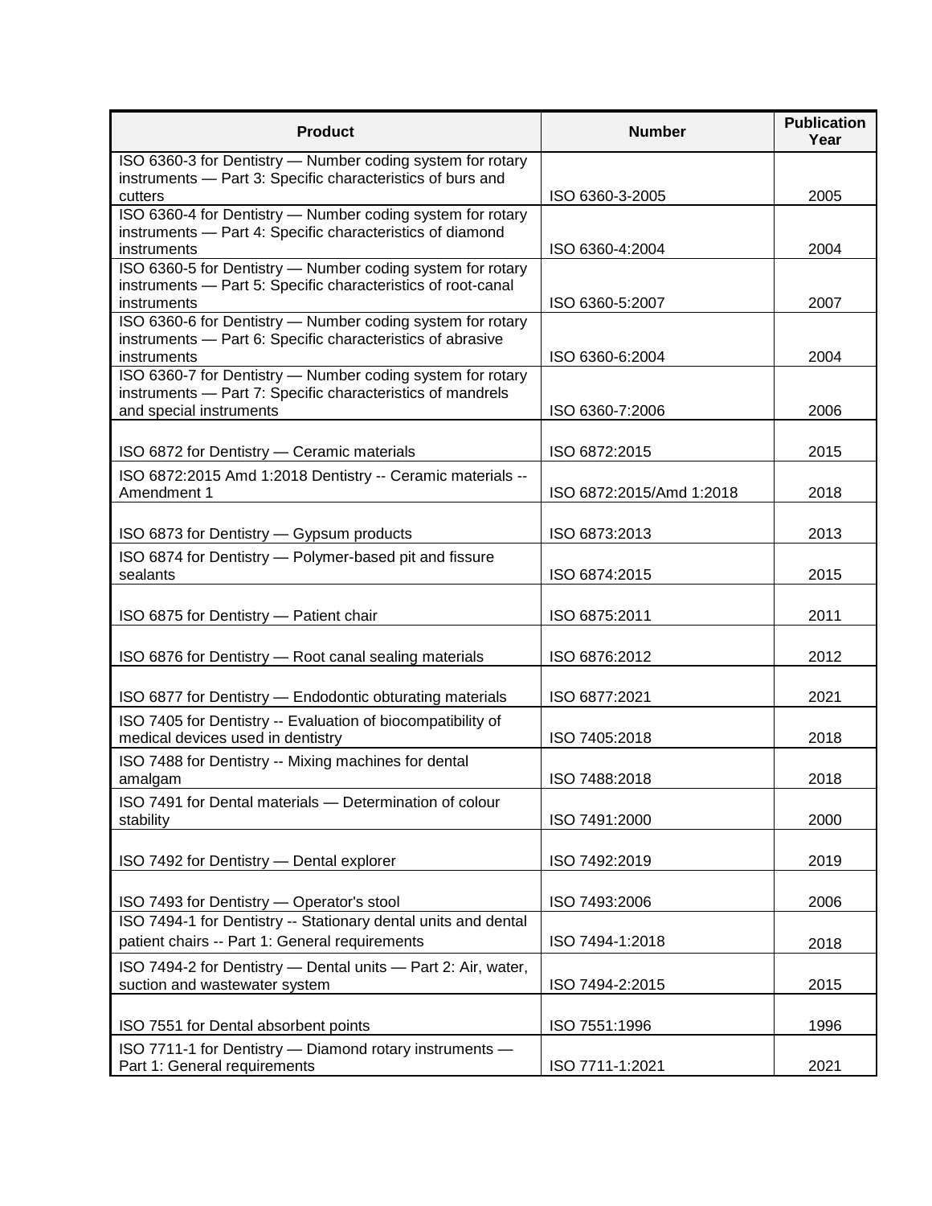| Product | Number | Publication Year |
| --- | --- | --- |
| ISO 6360-3 for Dentistry — Number coding system for rotary instruments — Part 3: Specific characteristics of burs and cutters | ISO 6360-3-2005 | 2005 |
| ISO 6360-4 for Dentistry — Number coding system for rotary instruments — Part 4: Specific characteristics of diamond instruments | ISO 6360-4:2004 | 2004 |
| ISO 6360-5 for Dentistry — Number coding system for rotary instruments — Part 5: Specific characteristics of root-canal instruments | ISO 6360-5:2007 | 2007 |
| ISO 6360-6 for Dentistry — Number coding system for rotary instruments — Part 6: Specific characteristics of abrasive instruments | ISO 6360-6:2004 | 2004 |
| ISO 6360-7 for Dentistry — Number coding system for rotary instruments — Part 7: Specific characteristics of mandrels and special instruments | ISO 6360-7:2006 | 2006 |
| ISO 6872 for Dentistry — Ceramic materials | ISO 6872:2015 | 2015 |
| ISO 6872:2015 Amd 1:2018 Dentistry -- Ceramic materials -- Amendment 1 | ISO 6872:2015/Amd 1:2018 | 2018 |
| ISO 6873 for Dentistry — Gypsum products | ISO 6873:2013 | 2013 |
| ISO 6874 for Dentistry — Polymer-based pit and fissure sealants | ISO 6874:2015 | 2015 |
| ISO 6875 for Dentistry — Patient chair | ISO 6875:2011 | 2011 |
| ISO 6876 for Dentistry — Root canal sealing materials | ISO 6876:2012 | 2012 |
| ISO 6877 for Dentistry — Endodontic obturating materials | ISO 6877:2021 | 2021 |
| ISO 7405 for Dentistry -- Evaluation of biocompatibility of medical devices used in dentistry | ISO 7405:2018 | 2018 |
| ISO 7488 for Dentistry -- Mixing machines for dental amalgam | ISO 7488:2018 | 2018 |
| ISO 7491 for Dental materials — Determination of colour stability | ISO 7491:2000 | 2000 |
| ISO 7492 for Dentistry — Dental explorer | ISO 7492:2019 | 2019 |
| ISO 7493 for Dentistry — Operator's stool | ISO 7493:2006 | 2006 |
| ISO 7494-1 for Dentistry -- Stationary dental units and dental patient chairs -- Part 1: General requirements | ISO 7494-1:2018 | 2018 |
| ISO 7494-2 for Dentistry — Dental units — Part 2: Air, water, suction and wastewater system | ISO 7494-2:2015 | 2015 |
| ISO 7551 for Dental absorbent points | ISO 7551:1996 | 1996 |
| ISO 7711-1 for Dentistry — Diamond rotary instruments — Part 1: General requirements | ISO 7711-1:2021 | 2021 |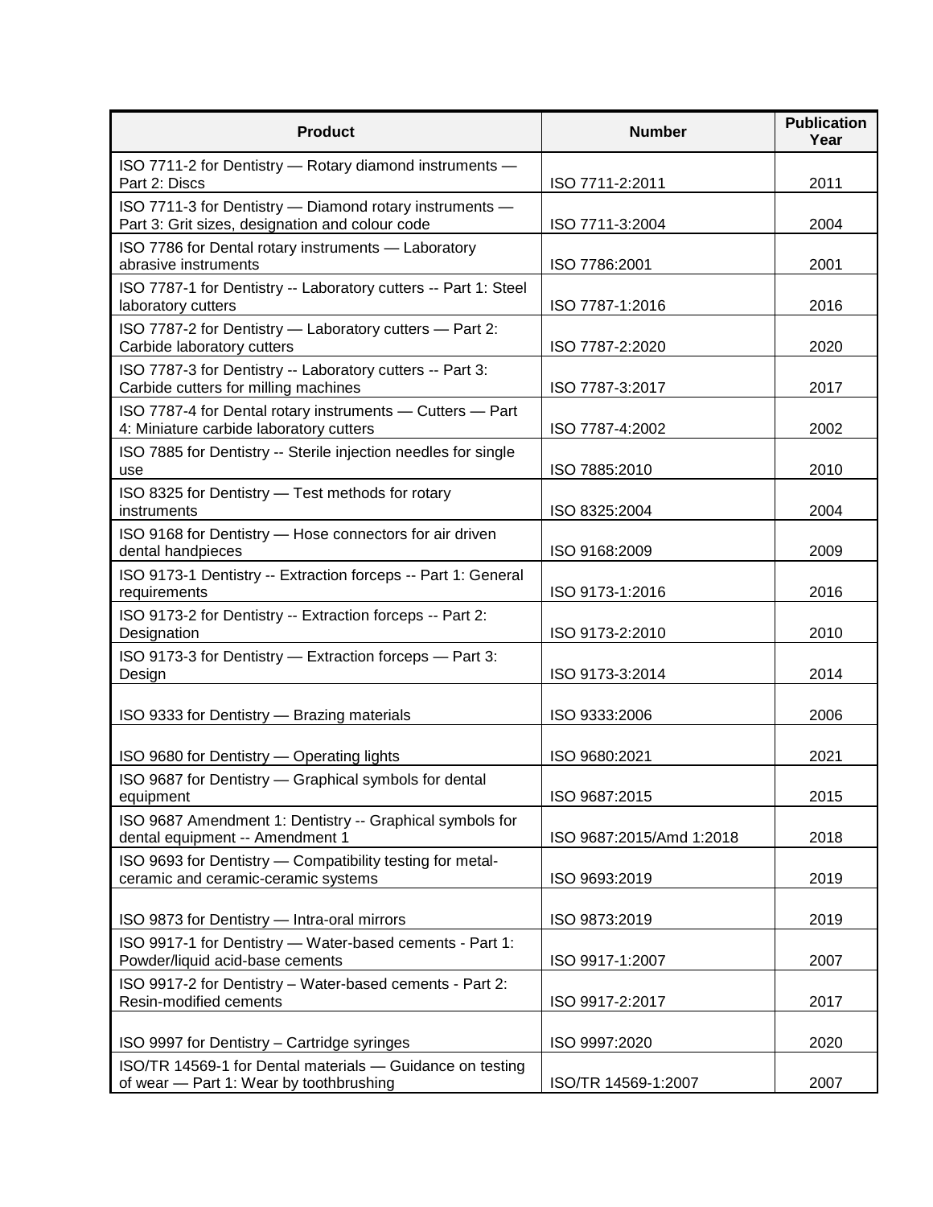| Product | Number | Publication Year |
|---|---|---|
| ISO 7711-2 for Dentistry — Rotary diamond instruments — Part 2: Discs | ISO 7711-2:2011 | 2011 |
| ISO 7711-3 for Dentistry — Diamond rotary instruments — Part 3: Grit sizes, designation and colour code | ISO 7711-3:2004 | 2004 |
| ISO 7786 for Dental rotary instruments — Laboratory abrasive instruments | ISO 7786:2001 | 2001 |
| ISO 7787-1 for Dentistry -- Laboratory cutters -- Part 1: Steel laboratory cutters | ISO 7787-1:2016 | 2016 |
| ISO 7787-2 for Dentistry — Laboratory cutters — Part 2: Carbide laboratory cutters | ISO 7787-2:2020 | 2020 |
| ISO 7787-3 for Dentistry -- Laboratory cutters -- Part 3: Carbide cutters for milling machines | ISO 7787-3:2017 | 2017 |
| ISO 7787-4 for Dental rotary instruments — Cutters — Part 4: Miniature carbide laboratory cutters | ISO 7787-4:2002 | 2002 |
| ISO 7885 for Dentistry -- Sterile injection needles for single use | ISO 7885:2010 | 2010 |
| ISO 8325 for Dentistry — Test methods for rotary instruments | ISO 8325:2004 | 2004 |
| ISO 9168 for Dentistry — Hose connectors for air driven dental handpieces | ISO 9168:2009 | 2009 |
| ISO 9173-1 Dentistry -- Extraction forceps -- Part 1: General requirements | ISO 9173-1:2016 | 2016 |
| ISO 9173-2 for Dentistry -- Extraction forceps -- Part 2: Designation | ISO 9173-2:2010 | 2010 |
| ISO 9173-3 for Dentistry — Extraction forceps — Part 3: Design | ISO 9173-3:2014 | 2014 |
| ISO 9333 for Dentistry — Brazing materials | ISO 9333:2006 | 2006 |
| ISO 9680 for Dentistry — Operating lights | ISO 9680:2021 | 2021 |
| ISO 9687 for Dentistry — Graphical symbols for dental equipment | ISO 9687:2015 | 2015 |
| ISO 9687 Amendment 1: Dentistry -- Graphical symbols for dental equipment -- Amendment 1 | ISO 9687:2015/Amd 1:2018 | 2018 |
| ISO 9693 for Dentistry — Compatibility testing for metal-ceramic and ceramic-ceramic systems | ISO 9693:2019 | 2019 |
| ISO 9873 for Dentistry — Intra-oral mirrors | ISO 9873:2019 | 2019 |
| ISO 9917-1 for Dentistry — Water-based cements - Part 1: Powder/liquid acid-base cements | ISO 9917-1:2007 | 2007 |
| ISO 9917-2 for Dentistry – Water-based cements - Part 2: Resin-modified cements | ISO 9917-2:2017 | 2017 |
| ISO 9997 for Dentistry – Cartridge syringes | ISO 9997:2020 | 2020 |
| ISO/TR 14569-1 for Dental materials — Guidance on testing of wear — Part 1: Wear by toothbrushing | ISO/TR 14569-1:2007 | 2007 |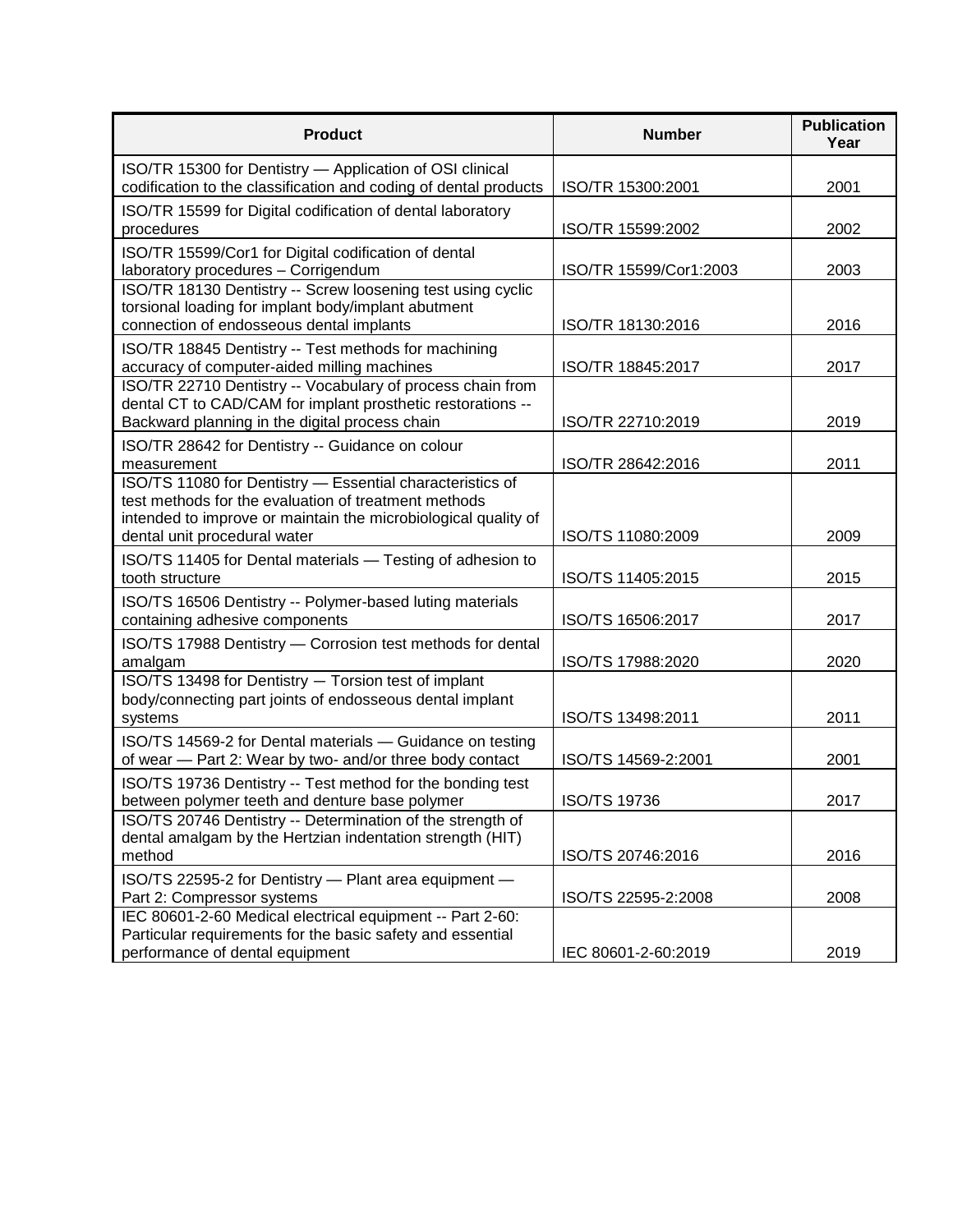| Product | Number | Publication Year |
| --- | --- | --- |
| ISO/TR 15300 for Dentistry — Application of OSI clinical codification to the classification and coding of dental products | ISO/TR 15300:2001 | 2001 |
| ISO/TR 15599 for Digital codification of dental laboratory procedures | ISO/TR 15599:2002 | 2002 |
| ISO/TR 15599/Cor1 for Digital codification of dental laboratory procedures – Corrigendum | ISO/TR 15599/Cor1:2003 | 2003 |
| ISO/TR 18130 Dentistry -- Screw loosening test using cyclic torsional loading for implant body/implant abutment connection of endosseous dental implants | ISO/TR 18130:2016 | 2016 |
| ISO/TR 18845 Dentistry -- Test methods for machining accuracy of computer-aided milling machines | ISO/TR 18845:2017 | 2017 |
| ISO/TR 22710 Dentistry -- Vocabulary of process chain from dental CT to CAD/CAM for implant prosthetic restorations -- Backward planning in the digital process chain | ISO/TR 22710:2019 | 2019 |
| ISO/TR 28642 for Dentistry -- Guidance on colour measurement | ISO/TR 28642:2016 | 2011 |
| ISO/TS 11080 for Dentistry — Essential characteristics of test methods for the evaluation of treatment methods intended to improve or maintain the microbiological quality of dental unit procedural water | ISO/TS 11080:2009 | 2009 |
| ISO/TS 11405 for Dental materials — Testing of adhesion to tooth structure | ISO/TS 11405:2015 | 2015 |
| ISO/TS 16506 Dentistry -- Polymer-based luting materials containing adhesive components | ISO/TS 16506:2017 | 2017 |
| ISO/TS 17988 Dentistry — Corrosion test methods for dental amalgam | ISO/TS 17988:2020 | 2020 |
| ISO/TS 13498 for Dentistry — Torsion test of implant body/connecting part joints of endosseous dental implant systems | ISO/TS 13498:2011 | 2011 |
| ISO/TS 14569-2 for Dental materials — Guidance on testing of wear — Part 2: Wear by two- and/or three body contact | ISO/TS 14569-2:2001 | 2001 |
| ISO/TS 19736 Dentistry -- Test method for the bonding test between polymer teeth and denture base polymer | ISO/TS 19736 | 2017 |
| ISO/TS 20746 Dentistry -- Determination of the strength of dental amalgam by the Hertzian indentation strength (HIT) method | ISO/TS 20746:2016 | 2016 |
| ISO/TS 22595-2 for Dentistry — Plant area equipment — Part 2: Compressor systems | ISO/TS 22595-2:2008 | 2008 |
| IEC 80601-2-60 Medical electrical equipment -- Part 2-60: Particular requirements for the basic safety and essential performance of dental equipment | IEC 80601-2-60:2019 | 2019 |